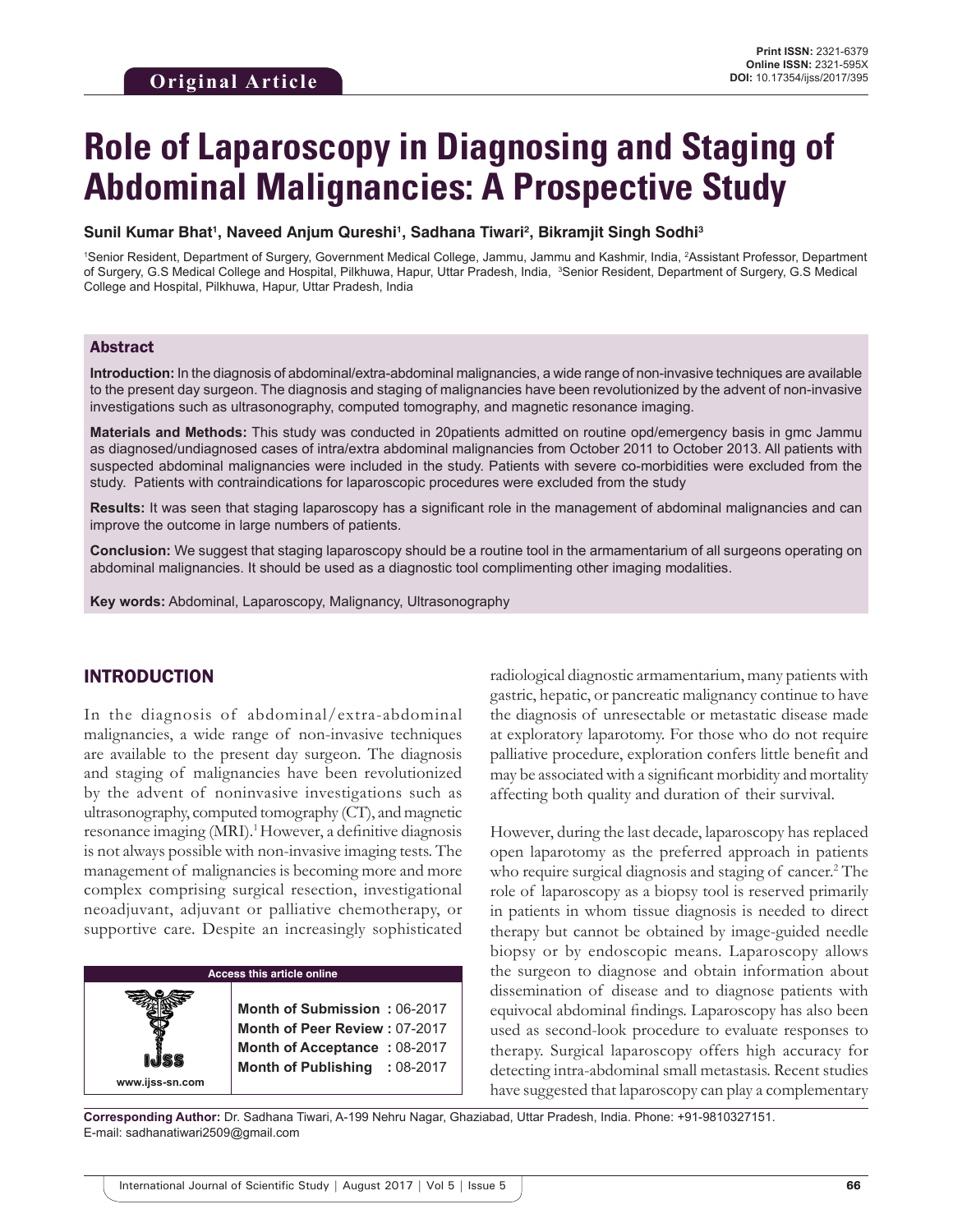Original Article

**Print ISSN:** 2321-6379
**Online ISSN:** 2321-595X
**DOI:** 10.17354/ijss/2017/395

# Role of Laparoscopy in Diagnosing and Staging of Abdominal Malignancies: A Prospective Study

**Sunil Kumar Bhat[1], Naveed Anjum Qureshi[1], Sadhana Tiwari[2], Bikramjit Singh Sodhi[3]**

[1]Senior Resident, Department of Surgery, Government Medical College, Jammu, Jammu and Kashmir, India, [2]Assistant Professor, Department of Surgery, G.S Medical College and Hospital, Pilkhuwa, Hapur, Uttar Pradesh, India, [3]Senior Resident, Department of Surgery, G.S Medical College and Hospital, Pilkhuwa, Hapur, Uttar Pradesh, India

## Abstract

**Introduction:** In the diagnosis of abdominal/extra-abdominal malignancies, a wide range of non-invasive techniques are available to the present day surgeon. The diagnosis and staging of malignancies have been revolutionized by the advent of non-invasive investigations such as ultrasonography, computed tomography, and magnetic resonance imaging.

**Materials and Methods:** This study was conducted in 20patients admitted on routine opd/emergency basis in gmc Jammu as diagnosed/undiagnosed cases of intra/extra abdominal malignancies from October 2011 to October 2013. All patients with suspected abdominal malignancies were included in the study. Patients with severe co-morbidities were excluded from the study. Patients with contraindications for laparoscopic procedures were excluded from the study

**Results:** It was seen that staging laparoscopy has a significant role in the management of abdominal malignancies and can improve the outcome in large numbers of patients.

**Conclusion:** We suggest that staging laparoscopy should be a routine tool in the armamentarium of all surgeons operating on abdominal malignancies. It should be used as a diagnostic tool complimenting other imaging modalities.

**Key words:** Abdominal, Laparoscopy, Malignancy, Ultrasonography

## INTRODUCTION

In the diagnosis of abdominal/extra-abdominal malignancies, a wide range of non-invasive techniques are available to the present day surgeon. The diagnosis and staging of malignancies have been revolutionized by the advent of noninvasive investigations such as ultrasonography, computed tomography (CT), and magnetic resonance imaging (MRI).[1] However, a definitive diagnosis is not always possible with non-invasive imaging tests. The management of malignancies is becoming more and more complex comprising surgical resection, investigational neoadjuvant, adjuvant or palliative chemotherapy, or supportive care. Despite an increasingly sophisticated radiological diagnostic armamentarium, many patients with gastric, hepatic, or pancreatic malignancy continue to have the diagnosis of unresectable or metastatic disease made at exploratory laparotomy. For those who do not require palliative procedure, exploration confers little benefit and may be associated with a significant morbidity and mortality affecting both quality and duration of their survival.

However, during the last decade, laparoscopy has replaced open laparotomy as the preferred approach in patients who require surgical diagnosis and staging of cancer.[2] The role of laparoscopy as a biopsy tool is reserved primarily in patients in whom tissue diagnosis is needed to direct therapy but cannot be obtained by image-guided needle biopsy or by endoscopic means. Laparoscopy allows the surgeon to diagnose and obtain information about dissemination of disease and to diagnose patients with equivocal abdominal findings. Laparoscopy has also been used as second-look procedure to evaluate responses to therapy. Surgical laparoscopy offers high accuracy for detecting intra-abdominal small metastasis. Recent studies have suggested that laparoscopy can play a complementary

| Access this article online | |
|---|---|
| www.ijss-sn.com | **Month of Submission :** 06-2017<br>**Month of Peer Review :** 07-2017<br>**Month of Acceptance :** 08-2017<br>**Month of Publishing :** 08-2017 |

**Corresponding Author:** Dr. Sadhana Tiwari, A-199 Nehru Nagar, Ghaziabad, Uttar Pradesh, India. Phone: +91-9810327151. E-mail: sadhanatiwari2509@gmail.com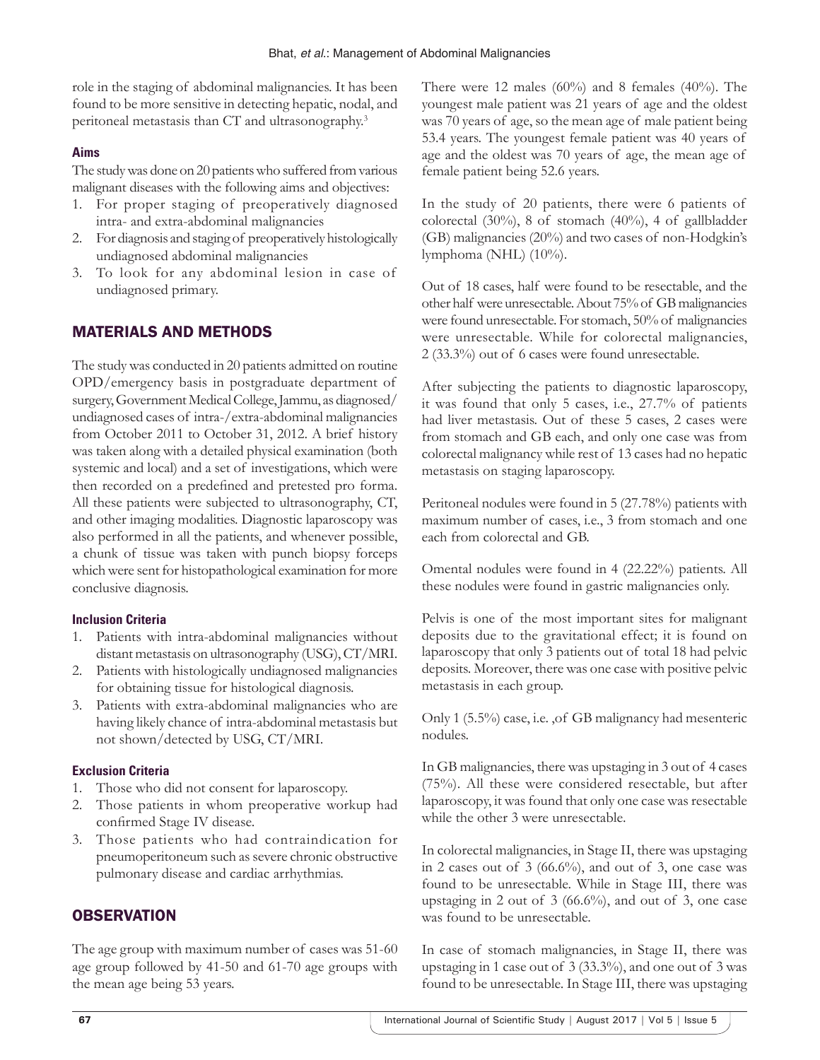role in the staging of abdominal malignancies. It has been found to be more sensitive in detecting hepatic, nodal, and peritoneal metastasis than CT and ultrasonography.[3]

### Aims

The study was done on 20 patients who suffered from various malignant diseases with the following aims and objectives:

1. For proper staging of preoperatively diagnosed intra- and extra-abdominal malignancies
2. For diagnosis and staging of preoperatively histologically undiagnosed abdominal malignancies
3. To look for any abdominal lesion in case of undiagnosed primary.

## MATERIALS AND METHODS

The study was conducted in 20 patients admitted on routine OPD/emergency basis in postgraduate department of surgery, Government Medical College, Jammu, as diagnosed/undiagnosed cases of intra-/extra-abdominal malignancies from October 2011 to October 31, 2012. A brief history was taken along with a detailed physical examination (both systemic and local) and a set of investigations, which were then recorded on a predefined and pretested pro forma. All these patients were subjected to ultrasonography, CT, and other imaging modalities. Diagnostic laparoscopy was also performed in all the patients, and whenever possible, a chunk of tissue was taken with punch biopsy forceps which were sent for histopathological examination for more conclusive diagnosis.

### Inclusion Criteria

1. Patients with intra-abdominal malignancies without distant metastasis on ultrasonography (USG), CT/MRI.
2. Patients with histologically undiagnosed malignancies for obtaining tissue for histological diagnosis.
3. Patients with extra-abdominal malignancies who are having likely chance of intra-abdominal metastasis but not shown/detected by USG, CT/MRI.

### Exclusion Criteria

1. Those who did not consent for laparoscopy.
2. Those patients in whom preoperative workup had confirmed Stage IV disease.
3. Those patients who had contraindication for pneumoperitoneum such as severe chronic obstructive pulmonary disease and cardiac arrhythmias.

## OBSERVATION

The age group with maximum number of cases was 51-60 age group followed by 41-50 and 61-70 age groups with the mean age being 53 years.

There were 12 males (60%) and 8 females (40%). The youngest male patient was 21 years of age and the oldest was 70 years of age, so the mean age of male patient being 53.4 years. The youngest female patient was 40 years of age and the oldest was 70 years of age, the mean age of female patient being 52.6 years.

In the study of 20 patients, there were 6 patients of colorectal (30%), 8 of stomach (40%), 4 of gallbladder (GB) malignancies (20%) and two cases of non-Hodgkin's lymphoma (NHL) (10%).

Out of 18 cases, half were found to be resectable, and the other half were unresectable. About 75% of GB malignancies were found unresectable. For stomach, 50% of malignancies were unresectable. While for colorectal malignancies, 2 (33.3%) out of 6 cases were found unresectable.

After subjecting the patients to diagnostic laparoscopy, it was found that only 5 cases, i.e., 27.7% of patients had liver metastasis. Out of these 5 cases, 2 cases were from stomach and GB each, and only one case was from colorectal malignancy while rest of 13 cases had no hepatic metastasis on staging laparoscopy.

Peritoneal nodules were found in 5 (27.78%) patients with maximum number of cases, i.e., 3 from stomach and one each from colorectal and GB.

Omental nodules were found in 4 (22.22%) patients. All these nodules were found in gastric malignancies only.

Pelvis is one of the most important sites for malignant deposits due to the gravitational effect; it is found on laparoscopy that only 3 patients out of total 18 had pelvic deposits. Moreover, there was one case with positive pelvic metastasis in each group.

Only 1 (5.5%) case, i.e. ,of GB malignancy had mesenteric nodules.

In GB malignancies, there was upstaging in 3 out of 4 cases (75%). All these were considered resectable, but after laparoscopy, it was found that only one case was resectable while the other 3 were unresectable.

In colorectal malignancies, in Stage II, there was upstaging in 2 cases out of 3 (66.6%), and out of 3, one case was found to be unresectable. While in Stage III, there was upstaging in 2 out of 3 (66.6%), and out of 3, one case was found to be unresectable.

In case of stomach malignancies, in Stage II, there was upstaging in 1 case out of 3 (33.3%), and one out of 3 was found to be unresectable. In Stage III, there was upstaging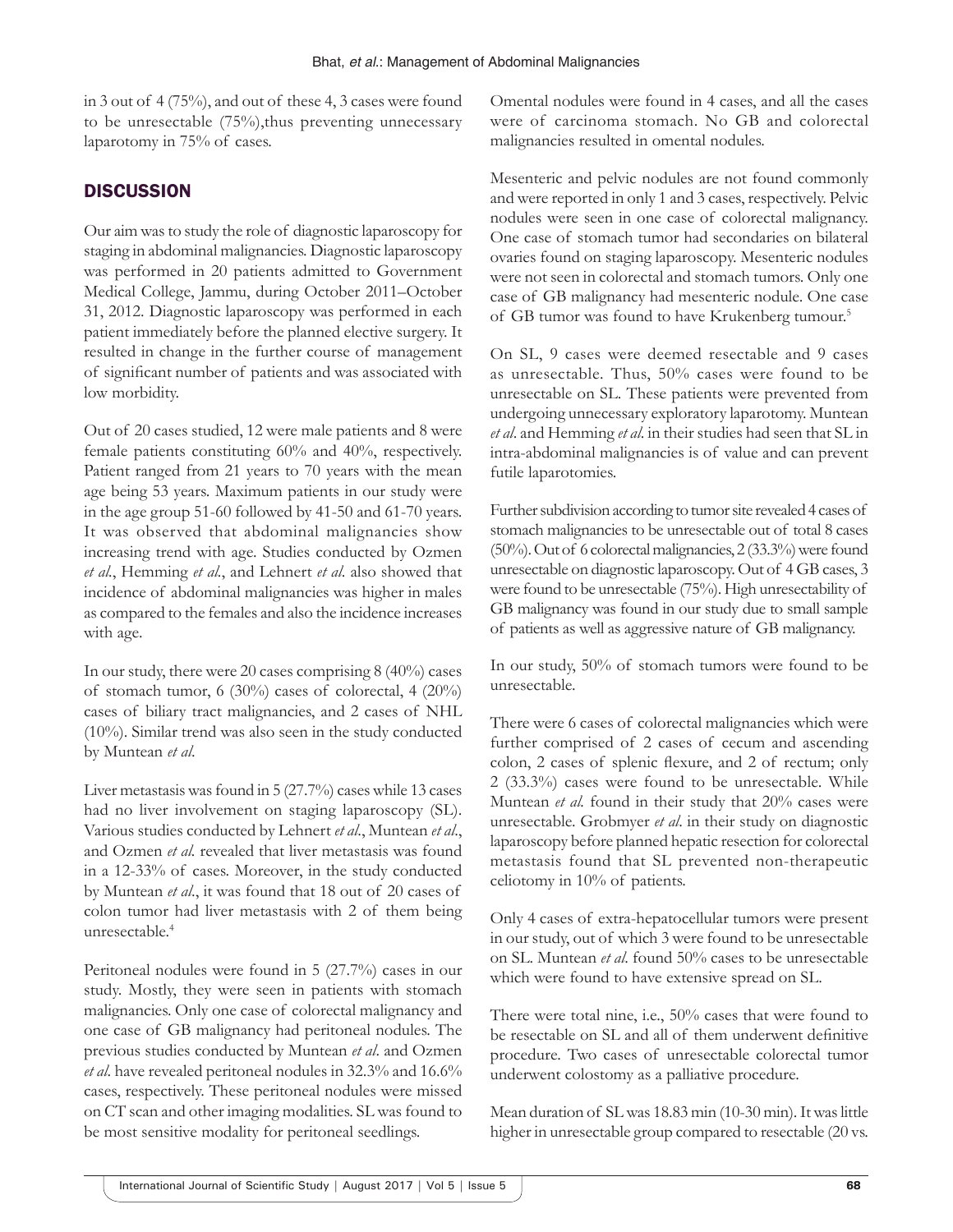in 3 out of 4 (75%), and out of these 4, 3 cases were found to be unresectable (75%),thus preventing unnecessary laparotomy in 75% of cases.

## DISCUSSION

Our aim was to study the role of diagnostic laparoscopy for staging in abdominal malignancies. Diagnostic laparoscopy was performed in 20 patients admitted to Government Medical College, Jammu, during October 2011–October 31, 2012. Diagnostic laparoscopy was performed in each patient immediately before the planned elective surgery. It resulted in change in the further course of management of significant number of patients and was associated with low morbidity.

Out of 20 cases studied, 12 were male patients and 8 were female patients constituting 60% and 40%, respectively. Patient ranged from 21 years to 70 years with the mean age being 53 years. Maximum patients in our study were in the age group 51-60 followed by 41-50 and 61-70 years. It was observed that abdominal malignancies show increasing trend with age. Studies conducted by Ozmen *et al.*, Hemming *et al.*, and Lehnert *et al.* also showed that incidence of abdominal malignancies was higher in males as compared to the females and also the incidence increases with age.

In our study, there were 20 cases comprising 8 (40%) cases of stomach tumor, 6 (30%) cases of colorectal, 4 (20%) cases of biliary tract malignancies, and 2 cases of NHL (10%). Similar trend was also seen in the study conducted by Muntean *et al.*

Liver metastasis was found in 5 (27.7%) cases while 13 cases had no liver involvement on staging laparoscopy (SL). Various studies conducted by Lehnert *et al.*, Muntean *et al.*, and Ozmen *et al.* revealed that liver metastasis was found in a 12-33% of cases. Moreover, in the study conducted by Muntean *et al.*, it was found that 18 out of 20 cases of colon tumor had liver metastasis with 2 of them being unresectable.[4]

Peritoneal nodules were found in 5 (27.7%) cases in our study. Mostly, they were seen in patients with stomach malignancies. Only one case of colorectal malignancy and one case of GB malignancy had peritoneal nodules. The previous studies conducted by Muntean *et al.* and Ozmen *et al.* have revealed peritoneal nodules in 32.3% and 16.6% cases, respectively. These peritoneal nodules were missed on CT scan and other imaging modalities. SL was found to be most sensitive modality for peritoneal seedlings.

Omental nodules were found in 4 cases, and all the cases were of carcinoma stomach. No GB and colorectal malignancies resulted in omental nodules.

Mesenteric and pelvic nodules are not found commonly and were reported in only 1 and 3 cases, respectively. Pelvic nodules were seen in one case of colorectal malignancy. One case of stomach tumor had secondaries on bilateral ovaries found on staging laparoscopy. Mesenteric nodules were not seen in colorectal and stomach tumors. Only one case of GB malignancy had mesenteric nodule. One case of GB tumor was found to have Krukenberg tumour.[5]

On SL, 9 cases were deemed resectable and 9 cases as unresectable. Thus, 50% cases were found to be unresectable on SL. These patients were prevented from undergoing unnecessary exploratory laparotomy. Muntean *et al.* and Hemming *et al.* in their studies had seen that SL in intra-abdominal malignancies is of value and can prevent futile laparotomies.

Further subdivision according to tumor site revealed 4 cases of stomach malignancies to be unresectable out of total 8 cases (50%). Out of 6 colorectal malignancies, 2 (33.3%) were found unresectable on diagnostic laparoscopy. Out of 4 GB cases, 3 were found to be unresectable (75%). High unresectability of GB malignancy was found in our study due to small sample of patients as well as aggressive nature of GB malignancy.

In our study, 50% of stomach tumors were found to be unresectable.

There were 6 cases of colorectal malignancies which were further comprised of 2 cases of cecum and ascending colon, 2 cases of splenic flexure, and 2 of rectum; only 2 (33.3%) cases were found to be unresectable. While Muntean *et al.* found in their study that 20% cases were unresectable. Grobmyer *et al.* in their study on diagnostic laparoscopy before planned hepatic resection for colorectal metastasis found that SL prevented non-therapeutic celiotomy in 10% of patients.

Only 4 cases of extra-hepatocellular tumors were present in our study, out of which 3 were found to be unresectable on SL. Muntean *et al.* found 50% cases to be unresectable which were found to have extensive spread on SL.

There were total nine, i.e., 50% cases that were found to be resectable on SL and all of them underwent definitive procedure. Two cases of unresectable colorectal tumor underwent colostomy as a palliative procedure.

Mean duration of SL was 18.83 min (10-30 min). It was little higher in unresectable group compared to resectable (20 vs.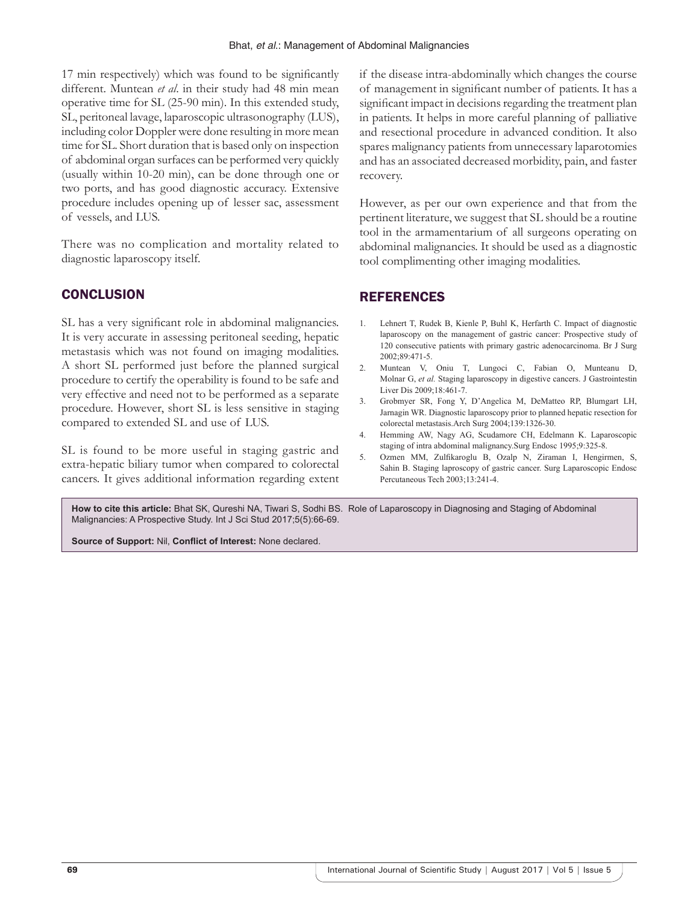17 min respectively) which was found to be significantly different. Muntean *et al*. in their study had 48 min mean operative time for SL (25-90 min). In this extended study, SL, peritoneal lavage, laparoscopic ultrasonography (LUS), including color Doppler were done resulting in more mean time for SL. Short duration that is based only on inspection of abdominal organ surfaces can be performed very quickly (usually within 10-20 min), can be done through one or two ports, and has good diagnostic accuracy. Extensive procedure includes opening up of lesser sac, assessment of vessels, and LUS.

There was no complication and mortality related to diagnostic laparoscopy itself.

## CONCLUSION

SL has a very significant role in abdominal malignancies. It is very accurate in assessing peritoneal seeding, hepatic metastasis which was not found on imaging modalities. A short SL performed just before the planned surgical procedure to certify the operability is found to be safe and very effective and need not to be performed as a separate procedure. However, short SL is less sensitive in staging compared to extended SL and use of LUS.

SL is found to be more useful in staging gastric and extra-hepatic biliary tumor when compared to colorectal cancers. It gives additional information regarding extent if the disease intra-abdominally which changes the course of management in significant number of patients. It has a significant impact in decisions regarding the treatment plan in patients. It helps in more careful planning of palliative and resectional procedure in advanced condition. It also spares malignancy patients from unnecessary laparotomies and has an associated decreased morbidity, pain, and faster recovery.

However, as per our own experience and that from the pertinent literature, we suggest that SL should be a routine tool in the armamentarium of all surgeons operating on abdominal malignancies. It should be used as a diagnostic tool complimenting other imaging modalities.

## REFERENCES

1. Lehnert T, Rudek B, Kienle P, Buhl K, Herfarth C. Impact of diagnostic laparoscopy on the management of gastric cancer: Prospective study of 120 consecutive patients with primary gastric adenocarcinoma. Br J Surg 2002;89:471-5.
2. Muntean V, Oniu T, Lungoci C, Fabian O, Munteanu D, Molnar G, *et al.* Staging laparoscopy in digestive cancers. J Gastrointestin Liver Dis 2009;18:461-7.
3. Grobmyer SR, Fong Y, D'Angelica M, DeMatteo RP, Blumgart LH, Jarnagin WR. Diagnostic laparoscopy prior to planned hepatic resection for colorectal metastasis.Arch Surg 2004;139:1326-30.
4. Hemming AW, Nagy AG, Scudamore CH, Edelmann K. Laparoscopic staging of intra abdominal malignancy.Surg Endosc 1995;9:325-8.
5. Ozmen MM, Zulfikaroglu B, Ozalp N, Ziraman I, Hengirmen, S, Sahin B. Staging laproscopy of gastric cancer. Surg Laparoscopic Endosc Percutaneous Tech 2003;13:241-4.

**How to cite this article:** Bhat SK, Qureshi NA, Tiwari S, Sodhi BS. Role of Laparoscopy in Diagnosing and Staging of Abdominal Malignancies: A Prospective Study. Int J Sci Stud 2017;5(5):66-69.

**Source of Support:** Nil, **Conflict of Interest:** None declared.